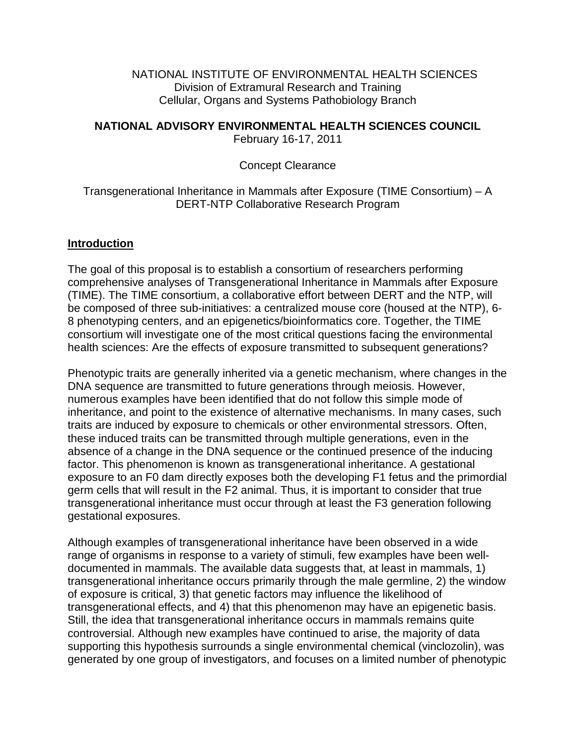NATIONAL INSTITUTE OF ENVIRONMENTAL HEALTH SCIENCES
Division of Extramural Research and Training
Cellular, Organs and Systems Pathobiology Branch

**NATIONAL ADVISORY ENVIRONMENTAL HEALTH SCIENCES COUNCIL**
February 16-17, 2011

Concept Clearance

Transgenerational Inheritance in Mammals after Exposure (TIME Consortium) – A DERT-NTP Collaborative Research Program

## Introduction

The goal of this proposal is to establish a consortium of researchers performing comprehensive analyses of Transgenerational Inheritance in Mammals after Exposure (TIME). The TIME consortium, a collaborative effort between DERT and the NTP, will be composed of three sub-initiatives: a centralized mouse core (housed at the NTP), 6-8 phenotyping centers, and an epigenetics/bioinformatics core. Together, the TIME consortium will investigate one of the most critical questions facing the environmental health sciences: Are the effects of exposure transmitted to subsequent generations?

Phenotypic traits are generally inherited via a genetic mechanism, where changes in the DNA sequence are transmitted to future generations through meiosis. However, numerous examples have been identified that do not follow this simple mode of inheritance, and point to the existence of alternative mechanisms. In many cases, such traits are induced by exposure to chemicals or other environmental stressors. Often, these induced traits can be transmitted through multiple generations, even in the absence of a change in the DNA sequence or the continued presence of the inducing factor. This phenomenon is known as transgenerational inheritance. A gestational exposure to an F0 dam directly exposes both the developing F1 fetus and the primordial germ cells that will result in the F2 animal. Thus, it is important to consider that true transgenerational inheritance must occur through at least the F3 generation following gestational exposures.

Although examples of transgenerational inheritance have been observed in a wide range of organisms in response to a variety of stimuli, few examples have been well-documented in mammals. The available data suggests that, at least in mammals, 1) transgenerational inheritance occurs primarily through the male germline, 2) the window of exposure is critical, 3) that genetic factors may influence the likelihood of transgenerational effects, and 4) that this phenomenon may have an epigenetic basis. Still, the idea that transgenerational inheritance occurs in mammals remains quite controversial. Although new examples have continued to arise, the majority of data supporting this hypothesis surrounds a single environmental chemical (vinclozolin), was generated by one group of investigators, and focuses on a limited number of phenotypic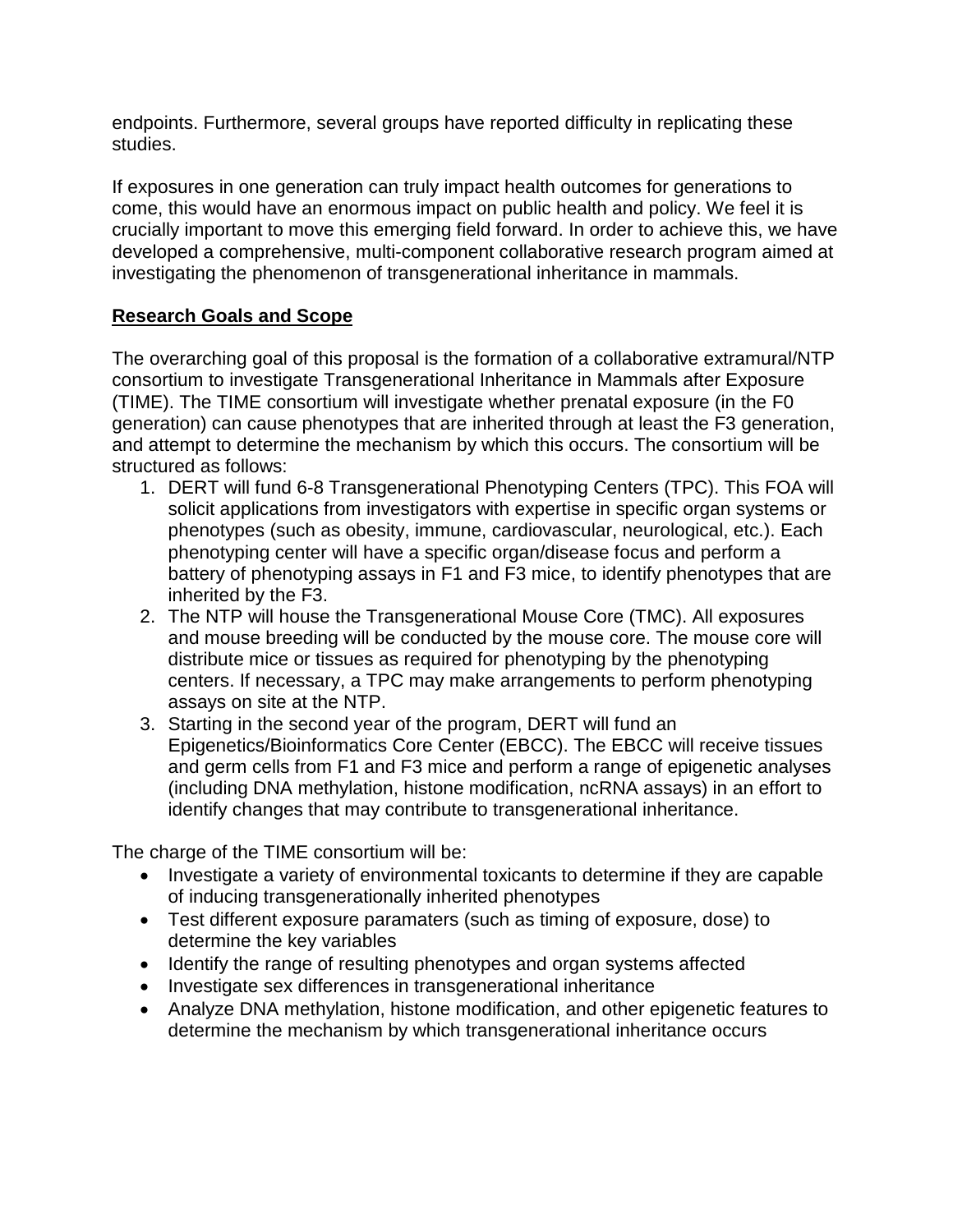endpoints. Furthermore, several groups have reported difficulty in replicating these studies.

If exposures in one generation can truly impact health outcomes for generations to come, this would have an enormous impact on public health and policy. We feel it is crucially important to move this emerging field forward. In order to achieve this, we have developed a comprehensive, multi-component collaborative research program aimed at investigating the phenomenon of transgenerational inheritance in mammals.

## Research Goals and Scope

The overarching goal of this proposal is the formation of a collaborative extramural/NTP consortium to investigate Transgenerational Inheritance in Mammals after Exposure (TIME). The TIME consortium will investigate whether prenatal exposure (in the F0 generation) can cause phenotypes that are inherited through at least the F3 generation, and attempt to determine the mechanism by which this occurs. The consortium will be structured as follows:

1. DERT will fund 6-8 Transgenerational Phenotyping Centers (TPC). This FOA will solicit applications from investigators with expertise in specific organ systems or phenotypes (such as obesity, immune, cardiovascular, neurological, etc.). Each phenotyping center will have a specific organ/disease focus and perform a battery of phenotyping assays in F1 and F3 mice, to identify phenotypes that are inherited by the F3.
2. The NTP will house the Transgenerational Mouse Core (TMC). All exposures and mouse breeding will be conducted by the mouse core. The mouse core will distribute mice or tissues as required for phenotyping by the phenotyping centers. If necessary, a TPC may make arrangements to perform phenotyping assays on site at the NTP.
3. Starting in the second year of the program, DERT will fund an Epigenetics/Bioinformatics Core Center (EBCC). The EBCC will receive tissues and germ cells from F1 and F3 mice and perform a range of epigenetic analyses (including DNA methylation, histone modification, ncRNA assays) in an effort to identify changes that may contribute to transgenerational inheritance.

The charge of the TIME consortium will be:

- Investigate a variety of environmental toxicants to determine if they are capable of inducing transgenerationally inherited phenotypes
- Test different exposure paramaters (such as timing of exposure, dose) to determine the key variables
- Identify the range of resulting phenotypes and organ systems affected
- Investigate sex differences in transgenerational inheritance
- Analyze DNA methylation, histone modification, and other epigenetic features to determine the mechanism by which transgenerational inheritance occurs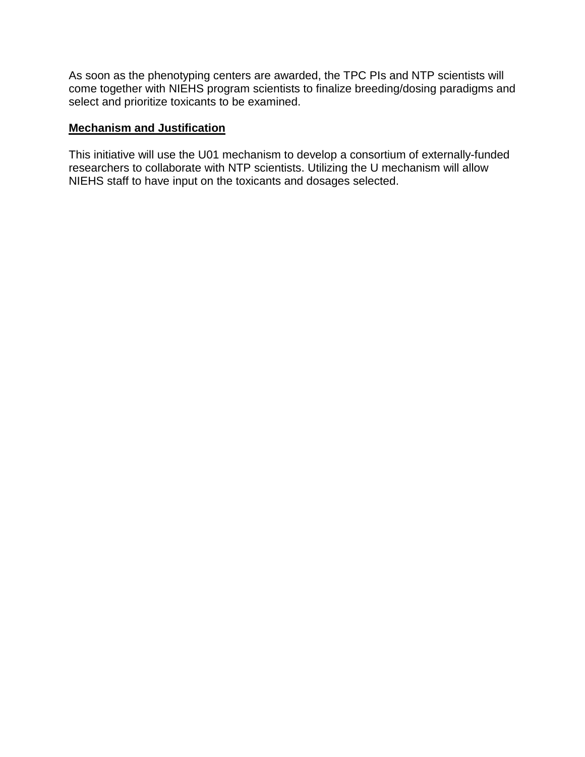As soon as the phenotyping centers are awarded, the TPC PIs and NTP scientists will come together with NIEHS program scientists to finalize breeding/dosing paradigms and select and prioritize toxicants to be examined.

## Mechanism and Justification

This initiative will use the U01 mechanism to develop a consortium of externally-funded researchers to collaborate with NTP scientists. Utilizing the U mechanism will allow NIEHS staff to have input on the toxicants and dosages selected.